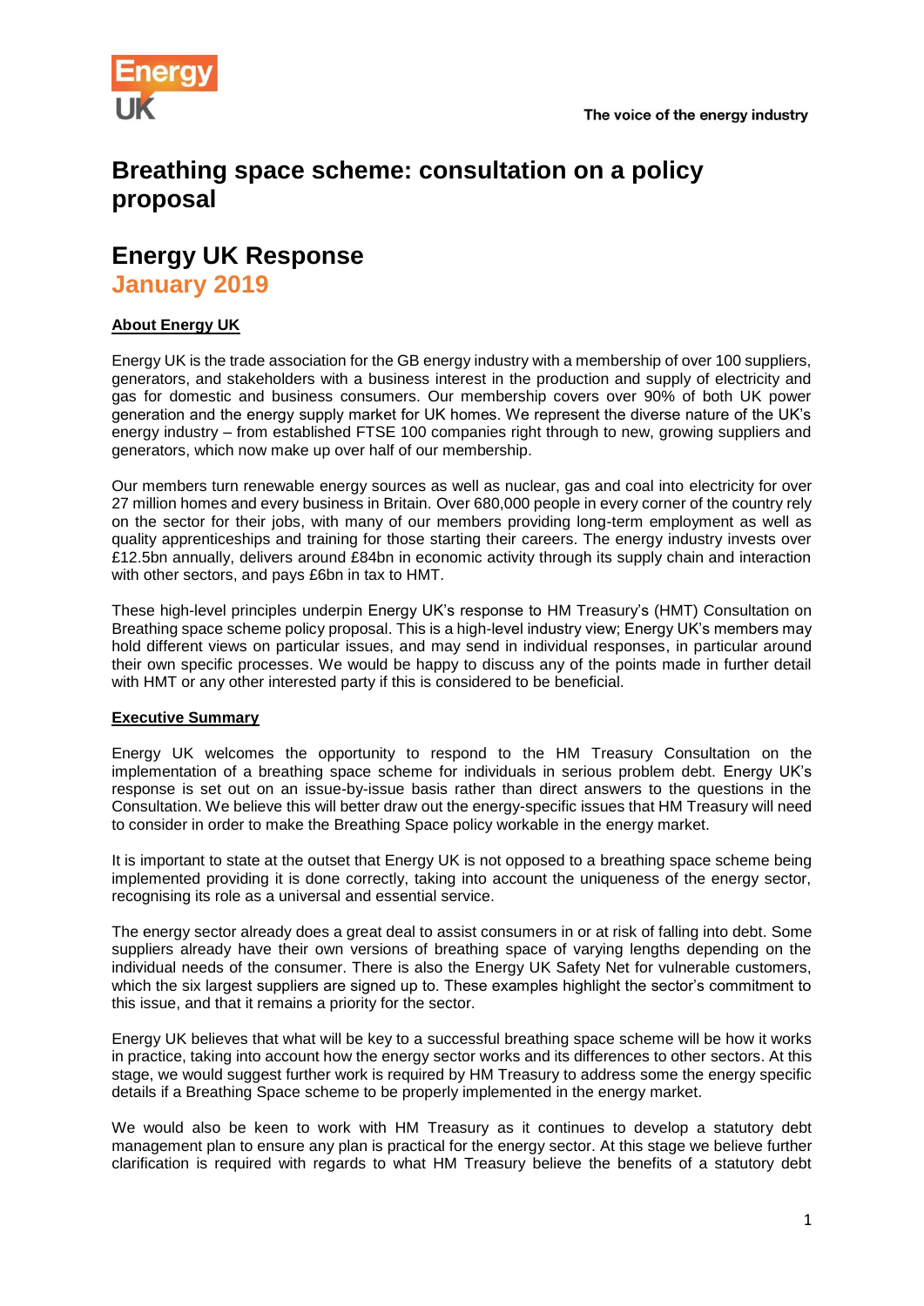# Breathing space scheme: consultation on a policy proposal

# Energy UK Response

## January 2019

**About Energy UK**

Energy UK is the trade association for the GB energy industry with a membership of over 100 suppliers, generators, and stakeholders with a business interest in the production and supply of electricity and gas for domestic and business consumers. Our membership covers over 90% of both UK power generation and the energy supply market for UK homes. We represent the diverse nature of the UK's energy industry – from established FTSE 100 companies right through to new, growing suppliers and generators, which now make up over half of our membership.

Our members turn renewable energy sources as well as nuclear, gas and coal into electricity for over 27 million homes and every business in Britain. Over 680,000 people in every corner of the country rely on the sector for their jobs, with many of our members providing long-term employment as well as quality apprenticeships and training for those starting their careers. The energy industry invests over £12.5bn annually, delivers around £84bn in economic activity through its supply chain and interaction with other sectors, and pays £6bn in tax to HMT.

These high-level principles underpin Energy UK's response to HM Treasury's (HMT) Consultation on Breathing space scheme policy proposal. This is a high-level industry view; Energy UK's members may hold different views on particular issues, and may send in individual responses, in particular around their own specific processes. We would be happy to discuss any of the points made in further detail with HMT or any other interested party if this is considered to be beneficial.

**Executive Summary**

Energy UK welcomes the opportunity to respond to the HM Treasury Consultation on the implementation of a breathing space scheme for individuals in serious problem debt. Energy UK's response is set out on an issue-by-issue basis rather than direct answers to the questions in the Consultation. We believe this will better draw out the energy-specific issues that HM Treasury will need to consider in order to make the Breathing Space policy workable in the energy market.

It is important to state at the outset that Energy UK is not opposed to a breathing space scheme being implemented providing it is done correctly, taking into account the uniqueness of the energy sector, recognising its role as a universal and essential service.

The energy sector already does a great deal to assist consumers in or at risk of falling into debt. Some suppliers already have their own versions of breathing space of varying lengths depending on the individual needs of the consumer. There is also the Energy UK Safety Net for vulnerable customers, which the six largest suppliers are signed up to. These examples highlight the sector's commitment to this issue, and that it remains a priority for the sector.

Energy UK believes that what will be key to a successful breathing space scheme will be how it works in practice, taking into account how the energy sector works and its differences to other sectors. At this stage, we would suggest further work is required by HM Treasury to address some the energy specific details if a Breathing Space scheme to be properly implemented in the energy market.

We would also be keen to work with HM Treasury as it continues to develop a statutory debt management plan to ensure any plan is practical for the energy sector. At this stage we believe further clarification is required with regards to what HM Treasury believe the benefits of a statutory debt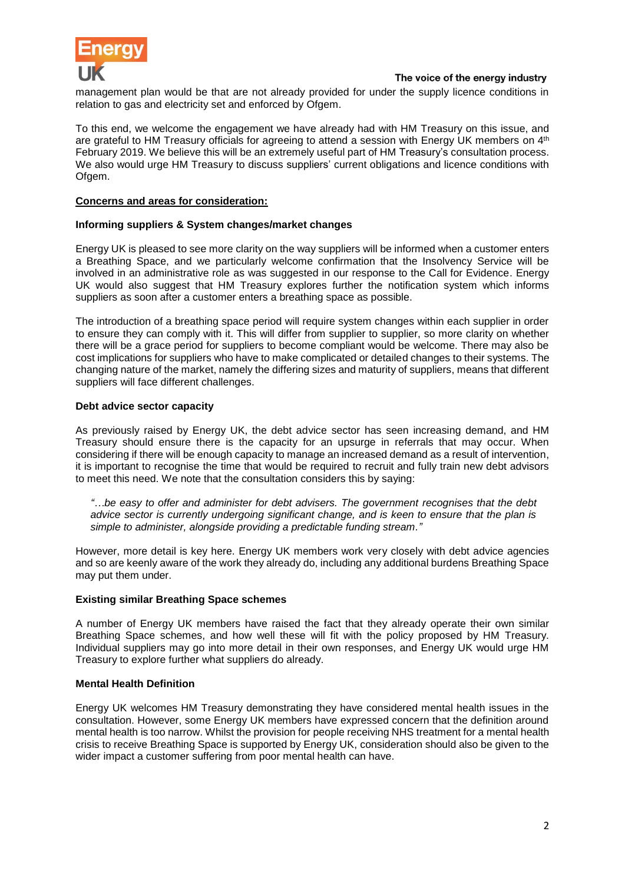management plan would be that are not already provided for under the supply licence conditions in relation to gas and electricity set and enforced by Ofgem.

To this end, we welcome the engagement we have already had with HM Treasury on this issue, and are grateful to HM Treasury officials for agreeing to attend a session with Energy UK members on 4th February 2019. We believe this will be an extremely useful part of HM Treasury's consultation process. We also would urge HM Treasury to discuss suppliers' current obligations and licence conditions with Ofgem.

**Concerns and areas for consideration:**

**Informing suppliers & System changes/market changes**

Energy UK is pleased to see more clarity on the way suppliers will be informed when a customer enters a Breathing Space, and we particularly welcome confirmation that the Insolvency Service will be involved in an administrative role as was suggested in our response to the Call for Evidence. Energy UK would also suggest that HM Treasury explores further the notification system which informs suppliers as soon after a customer enters a breathing space as possible.

The introduction of a breathing space period will require system changes within each supplier in order to ensure they can comply with it. This will differ from supplier to supplier, so more clarity on whether there will be a grace period for suppliers to become compliant would be welcome. There may also be cost implications for suppliers who have to make complicated or detailed changes to their systems. The changing nature of the market, namely the differing sizes and maturity of suppliers, means that different suppliers will face different challenges.

**Debt advice sector capacity**

As previously raised by Energy UK, the debt advice sector has seen increasing demand, and HM Treasury should ensure there is the capacity for an upsurge in referrals that may occur. When considering if there will be enough capacity to manage an increased demand as a result of intervention, it is important to recognise the time that would be required to recruit and fully train new debt advisors to meet this need. We note that the consultation considers this by saying:

> *"…be easy to offer and administer for debt advisers. The government recognises that the debt advice sector is currently undergoing significant change, and is keen to ensure that the plan is simple to administer, alongside providing a predictable funding stream."*

However, more detail is key here. Energy UK members work very closely with debt advice agencies and so are keenly aware of the work they already do, including any additional burdens Breathing Space may put them under.

**Existing similar Breathing Space schemes**

A number of Energy UK members have raised the fact that they already operate their own similar Breathing Space schemes, and how well these will fit with the policy proposed by HM Treasury. Individual suppliers may go into more detail in their own responses, and Energy UK would urge HM Treasury to explore further what suppliers do already.

**Mental Health Definition**

Energy UK welcomes HM Treasury demonstrating they have considered mental health issues in the consultation. However, some Energy UK members have expressed concern that the definition around mental health is too narrow. Whilst the provision for people receiving NHS treatment for a mental health crisis to receive Breathing Space is supported by Energy UK, consideration should also be given to the wider impact a customer suffering from poor mental health can have.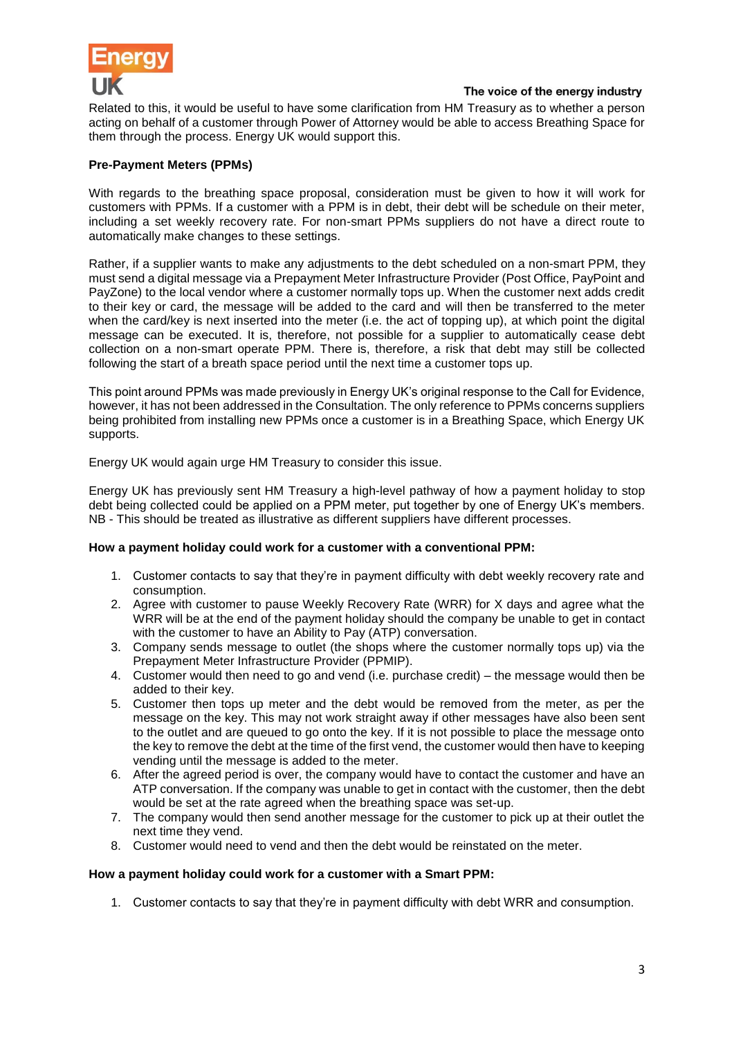Related to this, it would be useful to have some clarification from HM Treasury as to whether a person acting on behalf of a customer through Power of Attorney would be able to access Breathing Space for them through the process. Energy UK would support this.

**Pre-Payment Meters (PPMs)**

With regards to the breathing space proposal, consideration must be given to how it will work for customers with PPMs. If a customer with a PPM is in debt, their debt will be schedule on their meter, including a set weekly recovery rate. For non-smart PPMs suppliers do not have a direct route to automatically make changes to these settings.

Rather, if a supplier wants to make any adjustments to the debt scheduled on a non-smart PPM, they must send a digital message via a Prepayment Meter Infrastructure Provider (Post Office, PayPoint and PayZone) to the local vendor where a customer normally tops up. When the customer next adds credit to their key or card, the message will be added to the card and will then be transferred to the meter when the card/key is next inserted into the meter (i.e. the act of topping up), at which point the digital message can be executed. It is, therefore, not possible for a supplier to automatically cease debt collection on a non-smart operate PPM. There is, therefore, a risk that debt may still be collected following the start of a breath space period until the next time a customer tops up.

This point around PPMs was made previously in Energy UK's original response to the Call for Evidence, however, it has not been addressed in the Consultation. The only reference to PPMs concerns suppliers being prohibited from installing new PPMs once a customer is in a Breathing Space, which Energy UK supports.

Energy UK would again urge HM Treasury to consider this issue.

Energy UK has previously sent HM Treasury a high-level pathway of how a payment holiday to stop debt being collected could be applied on a PPM meter, put together by one of Energy UK's members. NB - This should be treated as illustrative as different suppliers have different processes.

**How a payment holiday could work for a customer with a conventional PPM:**

1. Customer contacts to say that they're in payment difficulty with debt weekly recovery rate and consumption.
2. Agree with customer to pause Weekly Recovery Rate (WRR) for X days and agree what the WRR will be at the end of the payment holiday should the company be unable to get in contact with the customer to have an Ability to Pay (ATP) conversation.
3. Company sends message to outlet (the shops where the customer normally tops up) via the Prepayment Meter Infrastructure Provider (PPMIP).
4. Customer would then need to go and vend (i.e. purchase credit) – the message would then be added to their key.
5. Customer then tops up meter and the debt would be removed from the meter, as per the message on the key. This may not work straight away if other messages have also been sent to the outlet and are queued to go onto the key. If it is not possible to place the message onto the key to remove the debt at the time of the first vend, the customer would then have to keeping vending until the message is added to the meter.
6. After the agreed period is over, the company would have to contact the customer and have an ATP conversation. If the company was unable to get in contact with the customer, then the debt would be set at the rate agreed when the breathing space was set-up.
7. The company would then send another message for the customer to pick up at their outlet the next time they vend.
8. Customer would need to vend and then the debt would be reinstated on the meter.

**How a payment holiday could work for a customer with a Smart PPM:**

1. Customer contacts to say that they're in payment difficulty with debt WRR and consumption.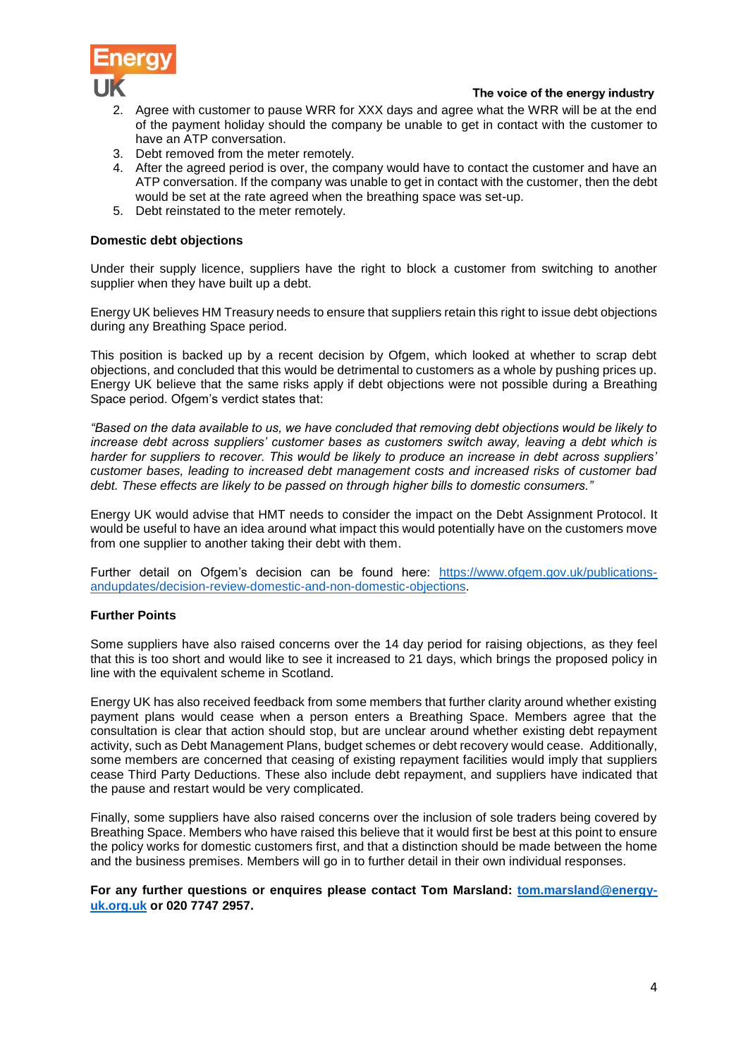2. Agree with customer to pause WRR for XXX days and agree what the WRR will be at the end of the payment holiday should the company be unable to get in contact with the customer to have an ATP conversation.
3. Debt removed from the meter remotely.
4. After the agreed period is over, the company would have to contact the customer and have an ATP conversation. If the company was unable to get in contact with the customer, then the debt would be set at the rate agreed when the breathing space was set-up.
5. Debt reinstated to the meter remotely.

**Domestic debt objections**

Under their supply licence, suppliers have the right to block a customer from switching to another supplier when they have built up a debt.

Energy UK believes HM Treasury needs to ensure that suppliers retain this right to issue debt objections during any Breathing Space period.

This position is backed up by a recent decision by Ofgem, which looked at whether to scrap debt objections, and concluded that this would be detrimental to customers as a whole by pushing prices up. Energy UK believe that the same risks apply if debt objections were not possible during a Breathing Space period. Ofgem's verdict states that:

*"Based on the data available to us, we have concluded that removing debt objections would be likely to increase debt across suppliers' customer bases as customers switch away, leaving a debt which is harder for suppliers to recover. This would be likely to produce an increase in debt across suppliers' customer bases, leading to increased debt management costs and increased risks of customer bad debt. These effects are likely to be passed on through higher bills to domestic consumers."*

Energy UK would advise that HMT needs to consider the impact on the Debt Assignment Protocol. It would be useful to have an idea around what impact this would potentially have on the customers move from one supplier to another taking their debt with them.

Further detail on Ofgem's decision can be found here: [https://www.ofgem.gov.uk/publications-andupdates/decision-review-domestic-and-non-domestic-objections](https://www.ofgem.gov.uk/publications-andupdates/decision-review-domestic-and-non-domestic-objections).

**Further Points**

Some suppliers have also raised concerns over the 14 day period for raising objections, as they feel that this is too short and would like to see it increased to 21 days, which brings the proposed policy in line with the equivalent scheme in Scotland.

Energy UK has also received feedback from some members that further clarity around whether existing payment plans would cease when a person enters a Breathing Space. Members agree that the consultation is clear that action should stop, but are unclear around whether existing debt repayment activity, such as Debt Management Plans, budget schemes or debt recovery would cease. Additionally, some members are concerned that ceasing of existing repayment facilities would imply that suppliers cease Third Party Deductions. These also include debt repayment, and suppliers have indicated that the pause and restart would be very complicated.

Finally, some suppliers have also raised concerns over the inclusion of sole traders being covered by Breathing Space. Members who have raised this believe that it would first be best at this point to ensure the policy works for domestic customers first, and that a distinction should be made between the home and the business premises. Members will go in to further detail in their own individual responses.

**For any further questions or enquires please contact Tom Marsland: [tom.marsland@energy-uk.org.uk](mailto:tom.marsland@energy-uk.org.uk) or 020 7747 2957.**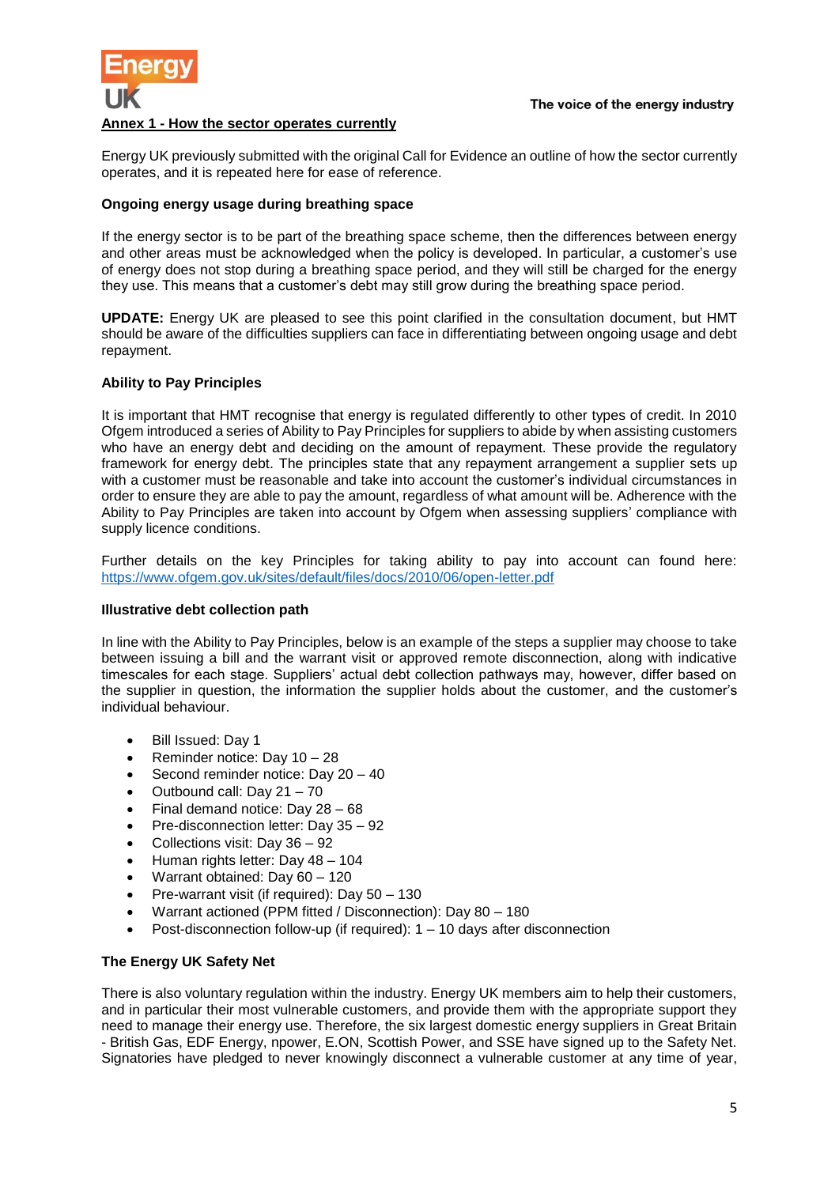## Annex 1 - How the sector operates currently

Energy UK previously submitted with the original Call for Evidence an outline of how the sector currently operates, and it is repeated here for ease of reference.

### Ongoing energy usage during breathing space

If the energy sector is to be part of the breathing space scheme, then the differences between energy and other areas must be acknowledged when the policy is developed. In particular, a customer's use of energy does not stop during a breathing space period, and they will still be charged for the energy they use. This means that a customer's debt may still grow during the breathing space period.

**UPDATE:** Energy UK are pleased to see this point clarified in the consultation document, but HMT should be aware of the difficulties suppliers can face in differentiating between ongoing usage and debt repayment.

### Ability to Pay Principles

It is important that HMT recognise that energy is regulated differently to other types of credit. In 2010 Ofgem introduced a series of Ability to Pay Principles for suppliers to abide by when assisting customers who have an energy debt and deciding on the amount of repayment. These provide the regulatory framework for energy debt. The principles state that any repayment arrangement a supplier sets up with a customer must be reasonable and take into account the customer's individual circumstances in order to ensure they are able to pay the amount, regardless of what amount will be. Adherence with the Ability to Pay Principles are taken into account by Ofgem when assessing suppliers' compliance with supply licence conditions.

Further details on the key Principles for taking ability to pay into account can found here: https://www.ofgem.gov.uk/sites/default/files/docs/2010/06/open-letter.pdf

### Illustrative debt collection path

In line with the Ability to Pay Principles, below is an example of the steps a supplier may choose to take between issuing a bill and the warrant visit or approved remote disconnection, along with indicative timescales for each stage. Suppliers' actual debt collection pathways may, however, differ based on the supplier in question, the information the supplier holds about the customer, and the customer's individual behaviour.

- Bill Issued: Day 1
- Reminder notice: Day 10 – 28
- Second reminder notice: Day 20 – 40
- Outbound call: Day 21 – 70
- Final demand notice: Day 28 – 68
- Pre-disconnection letter: Day 35 – 92
- Collections visit: Day 36 – 92
- Human rights letter: Day 48 – 104
- Warrant obtained: Day 60 – 120
- Pre-warrant visit (if required): Day 50 – 130
- Warrant actioned (PPM fitted / Disconnection): Day 80 – 180
- Post-disconnection follow-up (if required): 1 – 10 days after disconnection

### The Energy UK Safety Net

There is also voluntary regulation within the industry. Energy UK members aim to help their customers, and in particular their most vulnerable customers, and provide them with the appropriate support they need to manage their energy use. Therefore, the six largest domestic energy suppliers in Great Britain - British Gas, EDF Energy, npower, E.ON, Scottish Power, and SSE have signed up to the Safety Net. Signatories have pledged to never knowingly disconnect a vulnerable customer at any time of year,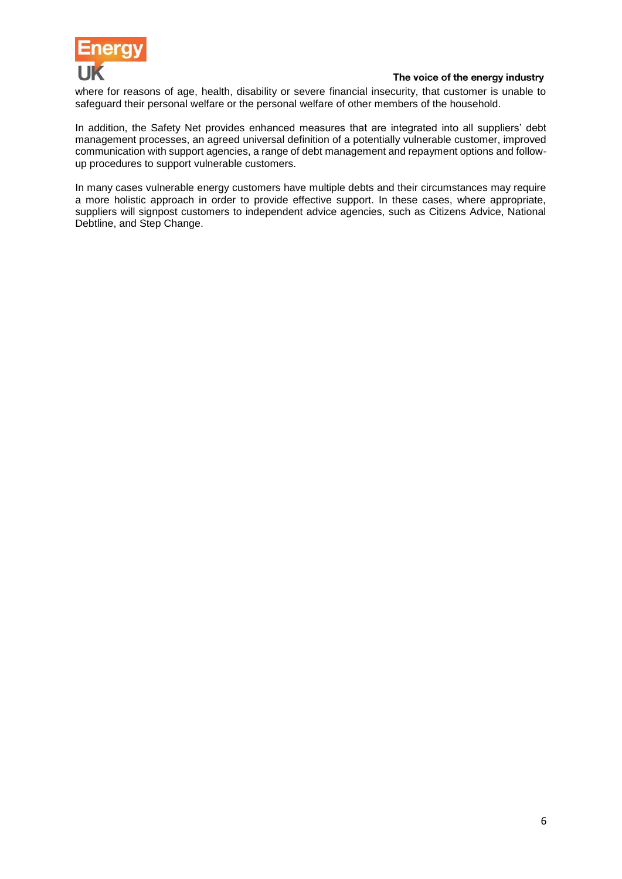where for reasons of age, health, disability or severe financial insecurity, that customer is unable to safeguard their personal welfare or the personal welfare of other members of the household.

In addition, the Safety Net provides enhanced measures that are integrated into all suppliers' debt management processes, an agreed universal definition of a potentially vulnerable customer, improved communication with support agencies, a range of debt management and repayment options and follow-up procedures to support vulnerable customers.

In many cases vulnerable energy customers have multiple debts and their circumstances may require a more holistic approach in order to provide effective support. In these cases, where appropriate, suppliers will signpost customers to independent advice agencies, such as Citizens Advice, National Debtline, and Step Change.